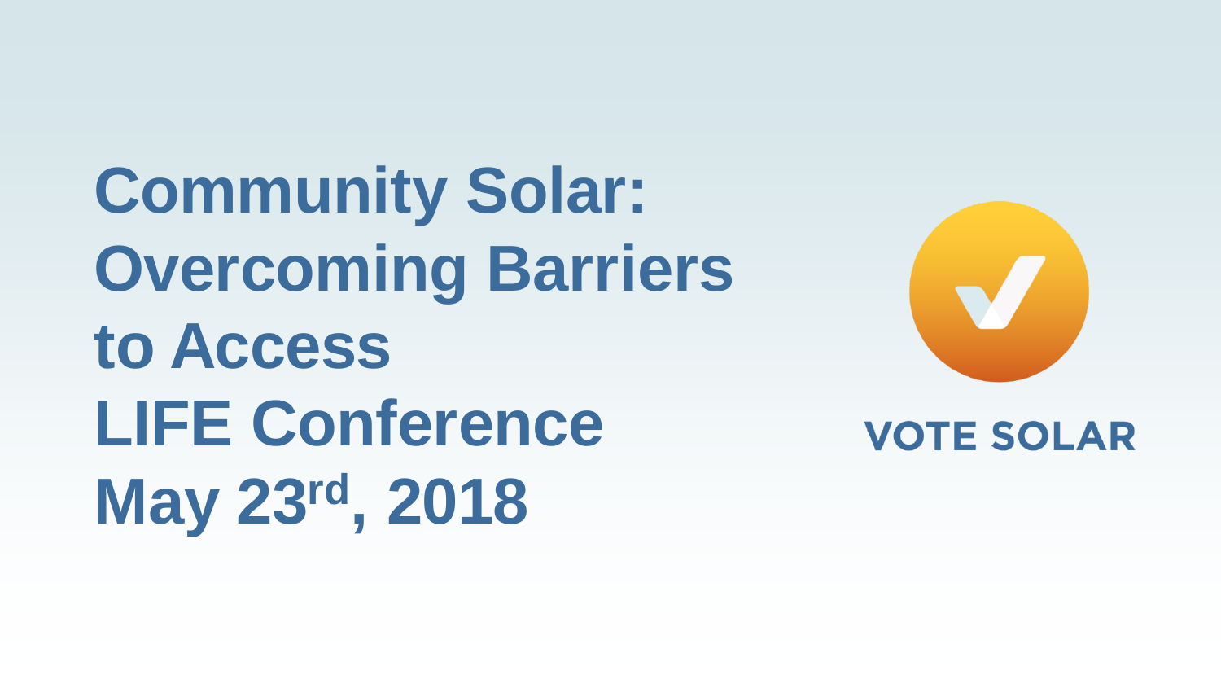# Community Solar: Overcoming Barriers to Access

## LIFE Conference

## May 23rd, 2018

VOTE SOLAR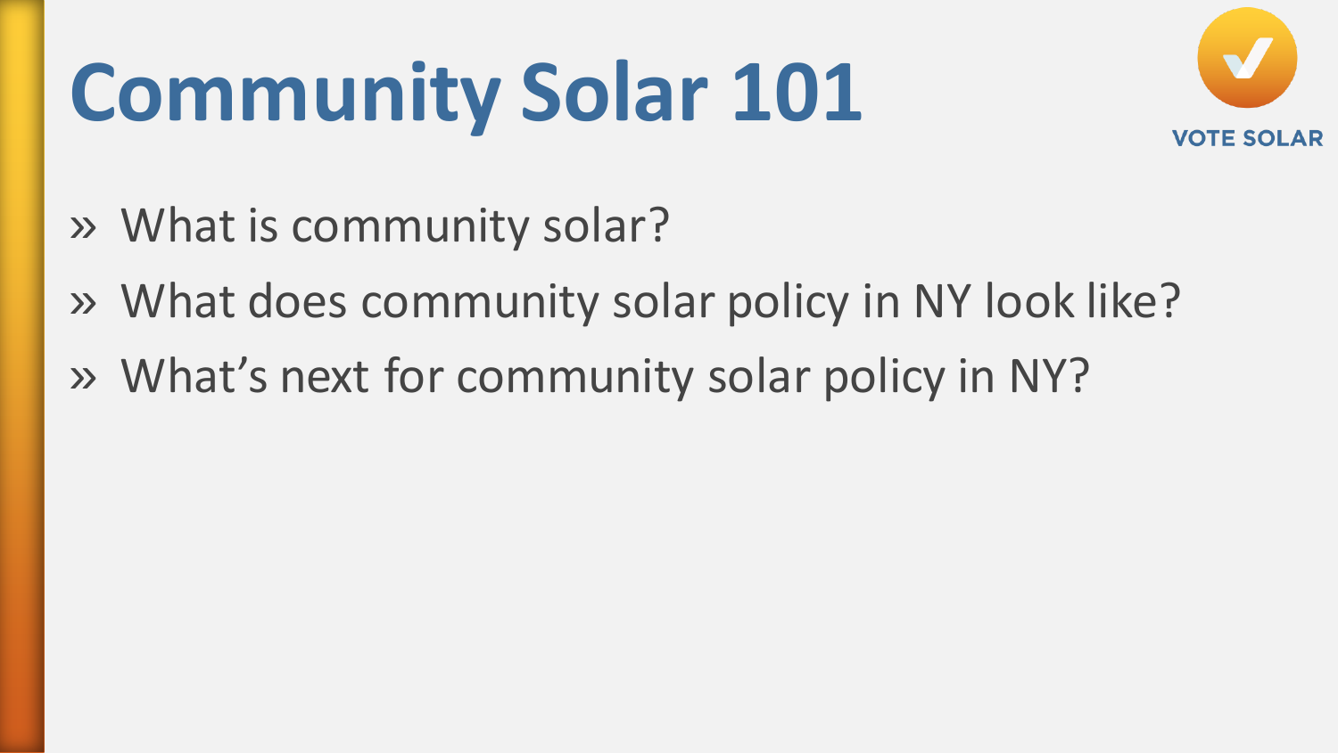# Community Solar 101

VOTE SOLAR

- What is community solar?
- What does community solar policy in NY look like?
- What's next for community solar policy in NY?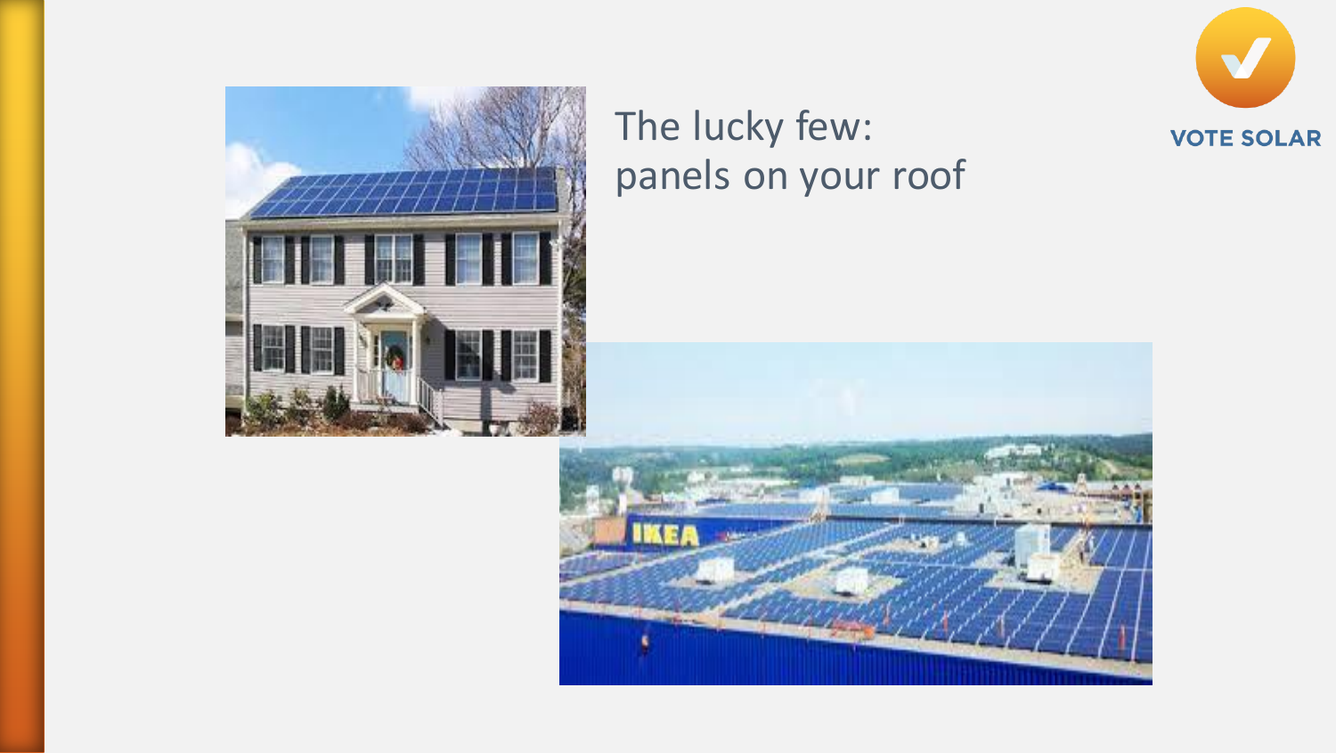The lucky few:
panels on your roof

VOTE SOLAR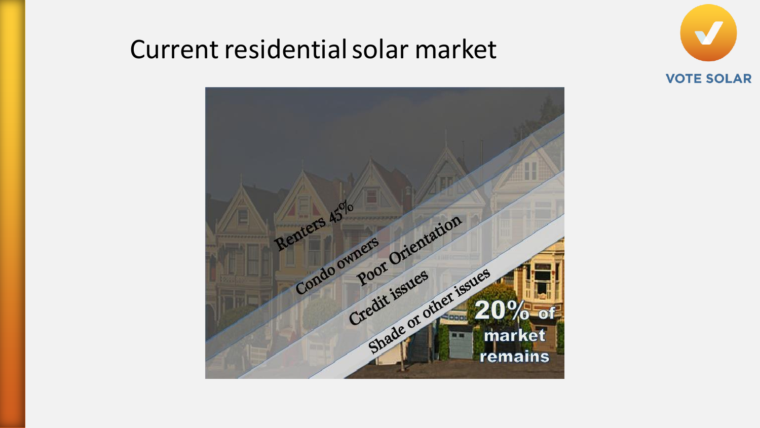# Current residential solar market

Renters 45%

Condo owners

Poor Orientation

Credit issues

Shade or other issues

**20% of market remains**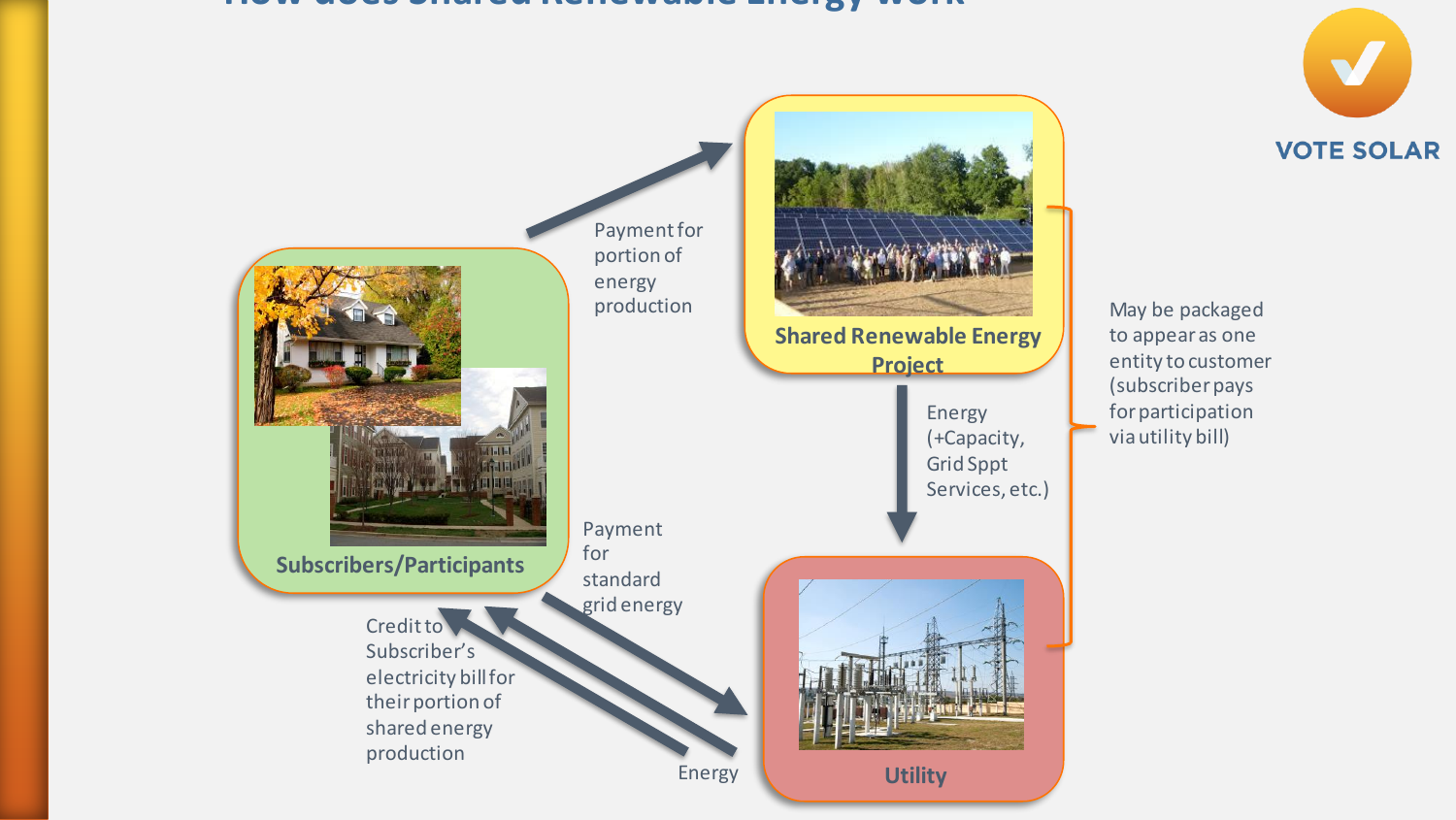# How does Shared Renewable Energy work

VOTE SOLAR

**Shared Renewable Energy Project**

**Subscribers/Participants**

**Utility**

Payment for portion of energy production

Energy (+Capacity, Grid Sppt Services, etc.)

May be packaged to appear as one entity to customer (subscriber pays for participation via utility bill)

Payment for standard grid energy

Credit to Subscriber's electricity bill for their portion of shared energy production

Energy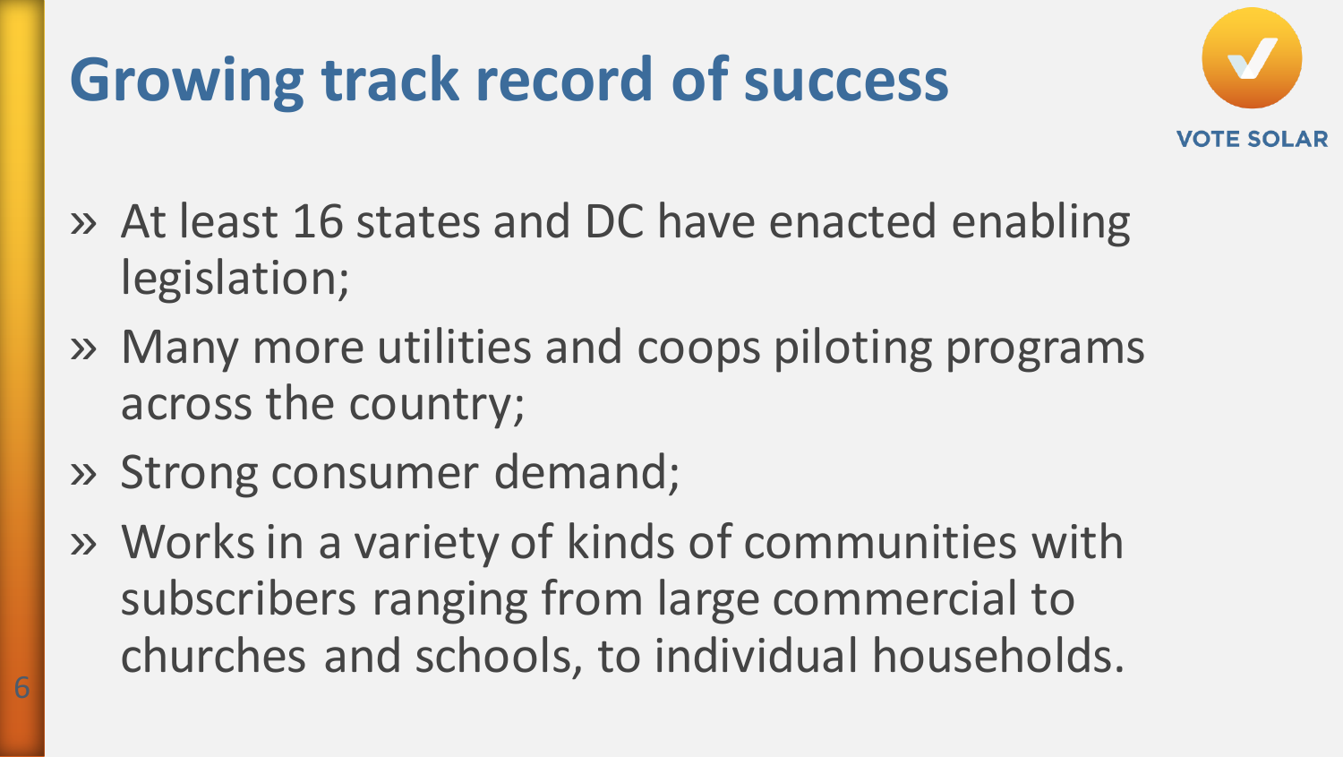# Growing track record of success

VOTE SOLAR

- At least 16 states and DC have enacted enabling legislation;
- Many more utilities and coops piloting programs across the country;
- Strong consumer demand;
- Works in a variety of kinds of communities with subscribers ranging from large commercial to churches and schools, to individual households.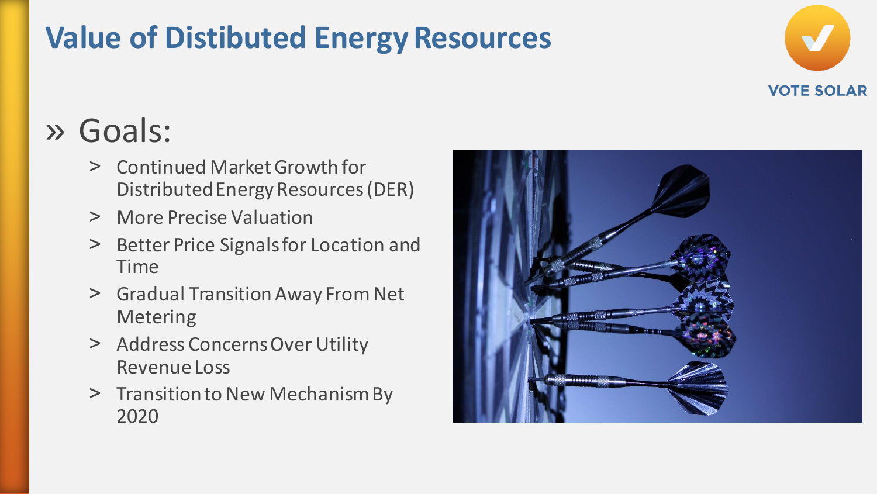# Value of Distibuted Energy Resources

VOTE SOLAR

## » Goals:

- Continued Market Growth for Distributed Energy Resources (DER)
- More Precise Valuation
- Better Price Signals for Location and Time
- Gradual Transition Away From Net Metering
- Address Concerns Over Utility Revenue Loss
- Transition to New Mechanism By 2020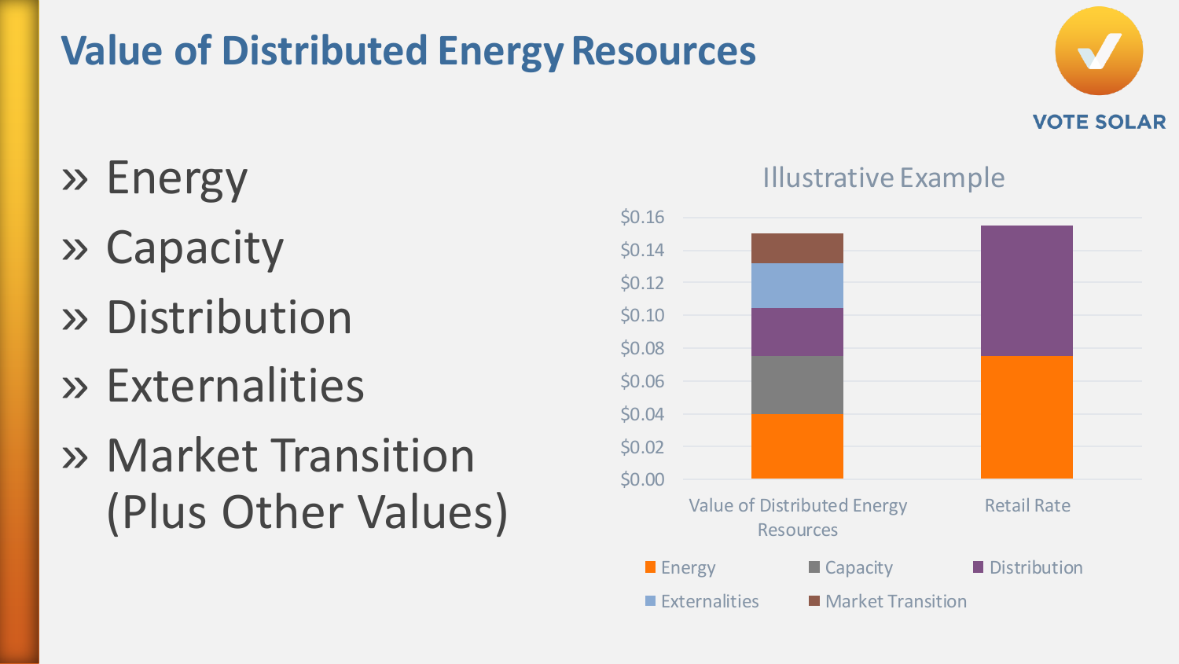# Value of Distributed Energy Resources

VOTE SOLAR

- Energy
- Capacity
- Distribution
- Externalities
- Market Transition (Plus Other Values)

Illustrative Example

| | Energy | Capacity | Distribution | Externalities | Market Transition |
|---|---|---|---|---|---|
| Value of Distributed Energy Resources | $0.04 | $0.035 | $0.03 | $0.027 | $0.018 |
| Retail Rate | $0.075 | | $0.08 | | |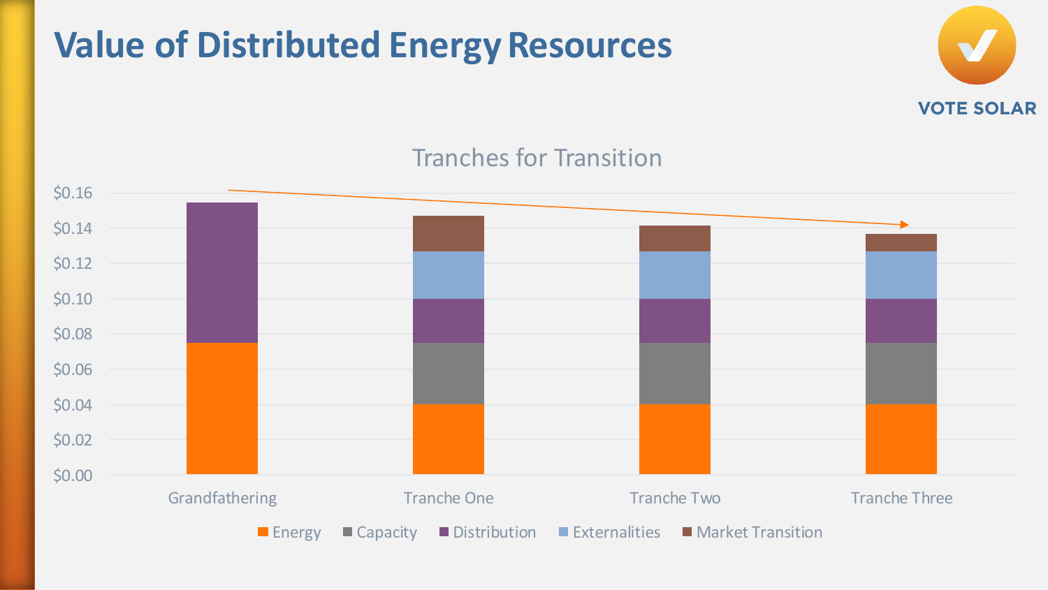# Value of Distributed Energy Resources

VOTE SOLAR

## Tranches for Transition

| | Energy | Capacity | Distribution | Externalities | Market Transition |
|---|---|---|---|---|---|
| Grandfathering | $0.075 | | $0.08 | | |
| Tranche One | $0.04 | $0.035 | $0.025 | $0.027 | $0.02 |
| Tranche Two | $0.04 | $0.035 | $0.025 | $0.027 | $0.015 |
| Tranche Three | $0.04 | $0.035 | $0.025 | $0.027 | $0.01 |

Y-axis: $0.00 – $0.16

Legend: Energy, Capacity, Distribution, Externalities, Market Transition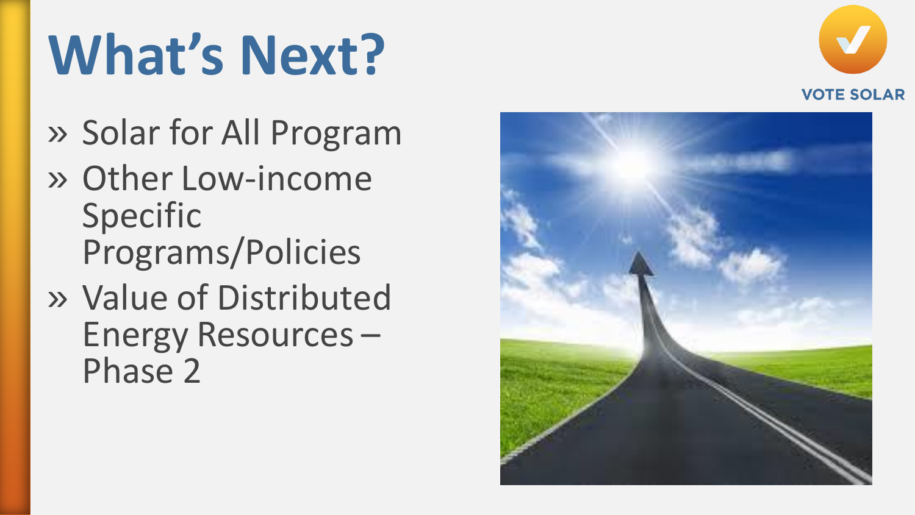# What's Next?

- Solar for All Program
- Other Low-income Specific Programs/Policies
- Value of Distributed Energy Resources – Phase 2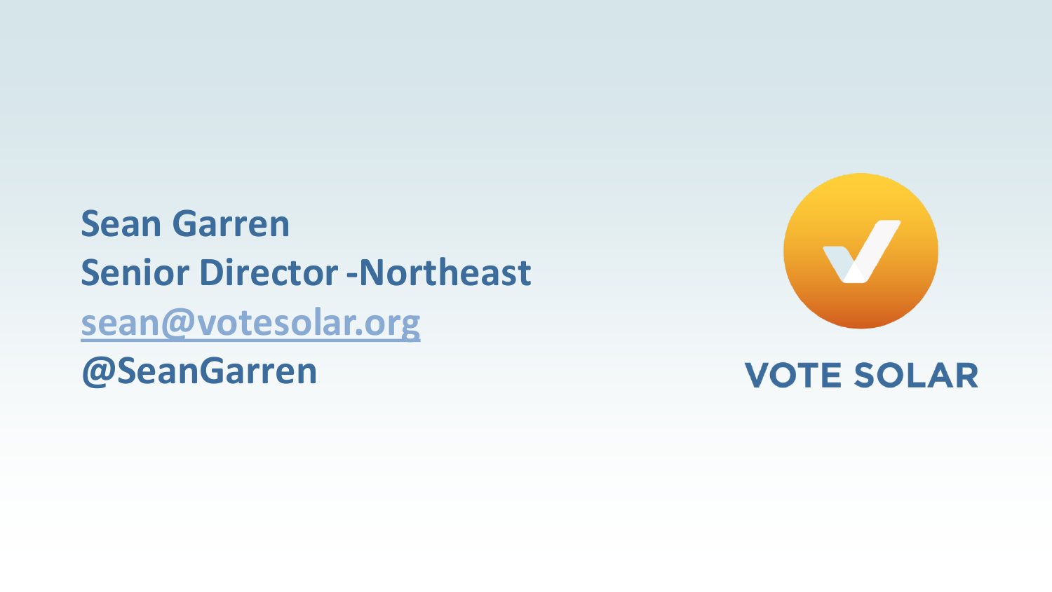**Sean Garren**
**Senior Director -Northeast**
sean@votesolar.org
**@SeanGarren**

VOTE SOLAR